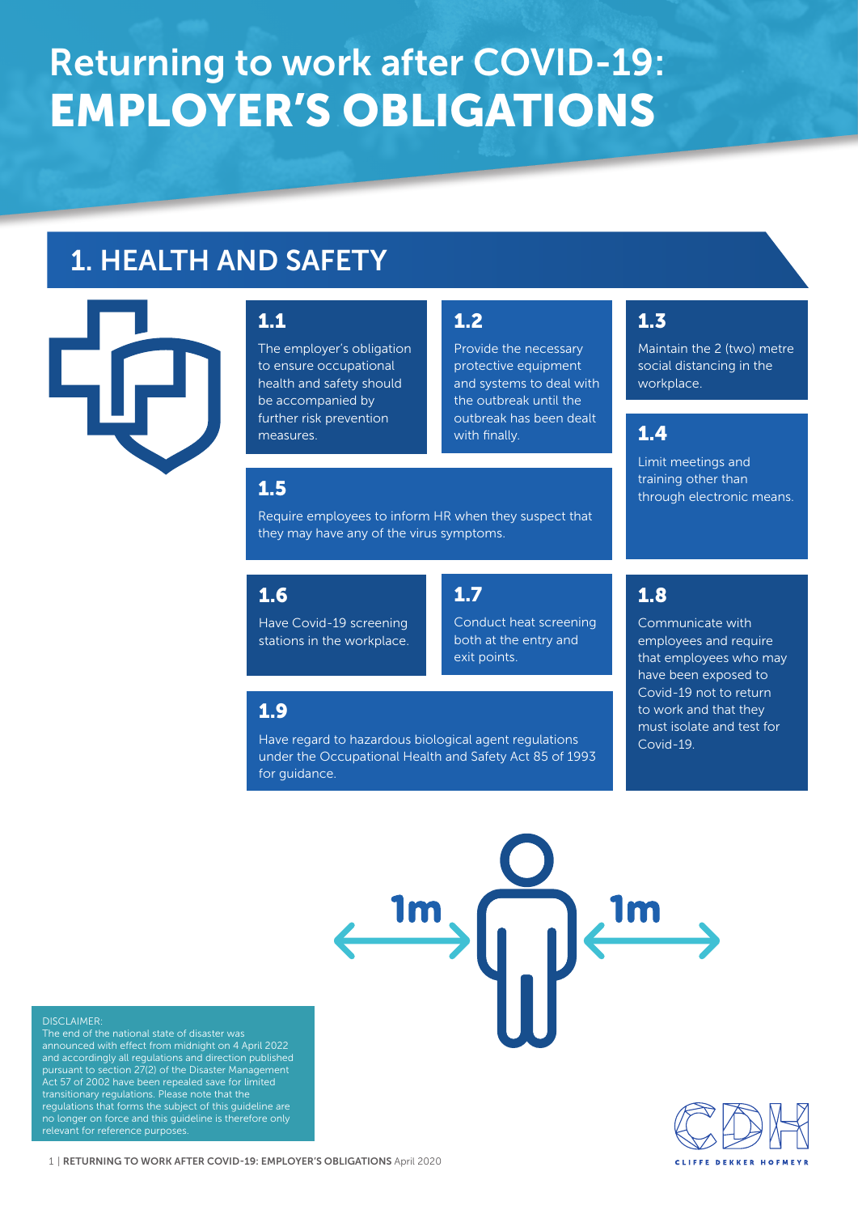# Returning to work after COVID-19: EMPLOYER'S OBLIGATIONS

## 1. HEALTH AND SAFETY

### 1.1

The employer's obligation to ensure occupational health and safety should be accompanied by further risk prevention measures.

### 1.2

Provide the necessary protective equipment and systems to deal with the outbreak until the outbreak has been dealt with finally.

### 1.3

Maintain the 2 (two) metre social distancing in the workplace.

### 1.4

Limit meetings and training other than through electronic means.

### 1.5

Require employees to inform HR when they suspect that they may have any of the virus symptoms.

### 1.6

Have Covid-19 screening stations in the workplace.

### 1.7

Conduct heat screening both at the entry and exit points.

### 1.8

Communicate with employees and require that employees who may have been exposed to Covid-19 not to return to work and that they must isolate and test for Covid-19.

### 1.9

Have regard to hazardous biological agent regulations under the Occupational Health and Safety Act 85 of 1993 for guidance.

1m 1m

DISCLAIMER:
The end of the national state of disaster was announced with effect from midnight on 4 April 2022 and accordingly all regulations and direction published pursuant to section 27(2) of the Disaster Management Act 57 of 2002 have been repealed save for limited transitional regulations. Please note that the regulations that forms the subject of this guideline are no longer on force and this guideline is therefore only relevant for reference purposes.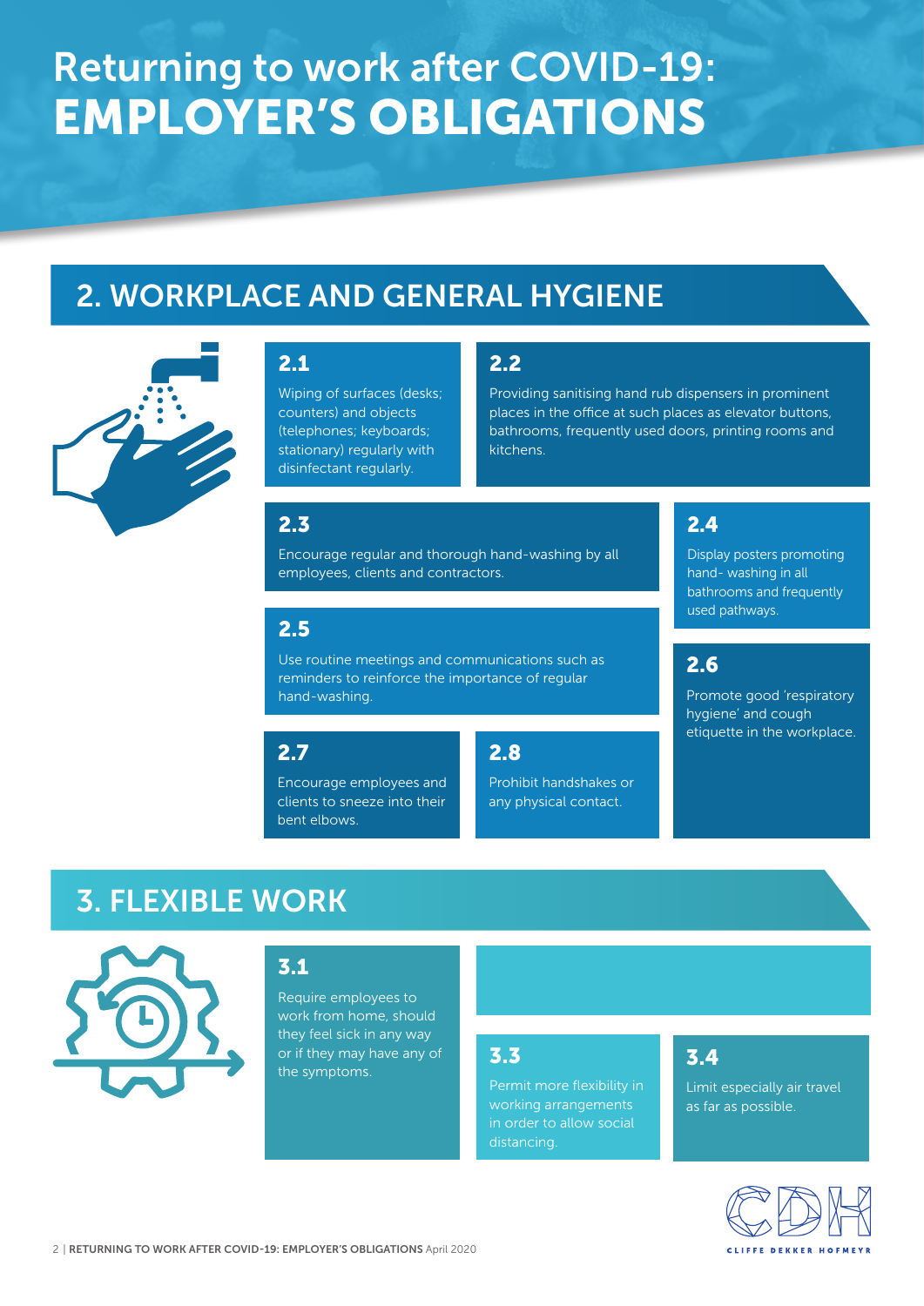# Returning to work after COVID-19: EMPLOYER'S OBLIGATIONS

## 2. WORKPLACE AND GENERAL HYGIENE

### 2.1

Wiping of surfaces (desks; counters) and objects (telephones; keyboards; stationary) regularly with disinfectant regularly.

### 2.2

Providing sanitising hand rub dispensers in prominent places in the office at such places as elevator buttons, bathrooms, frequently used doors, printing rooms and kitchens.

### 2.3

Encourage regular and thorough hand-washing by all employees, clients and contractors.

### 2.4

Display posters promoting hand- washing in all bathrooms and frequently used pathways.

### 2.5

Use routine meetings and communications such as reminders to reinforce the importance of regular hand-washing.

### 2.6

Promote good 'respiratory hygiene' and cough etiquette in the workplace.

### 2.7

Encourage employees and clients to sneeze into their bent elbows.

### 2.8

Prohibit handshakes or any physical contact.

## 3. FLEXIBLE WORK

### 3.1

Require employees to work from home, should they feel sick in any way or if they may have any of the symptoms.

### 3.3

Permit more flexibility in working arrangements in order to allow social distancing.

### 3.4

Limit especially air travel as far as possible.

CLIFFE DEKKER HOFMEYR